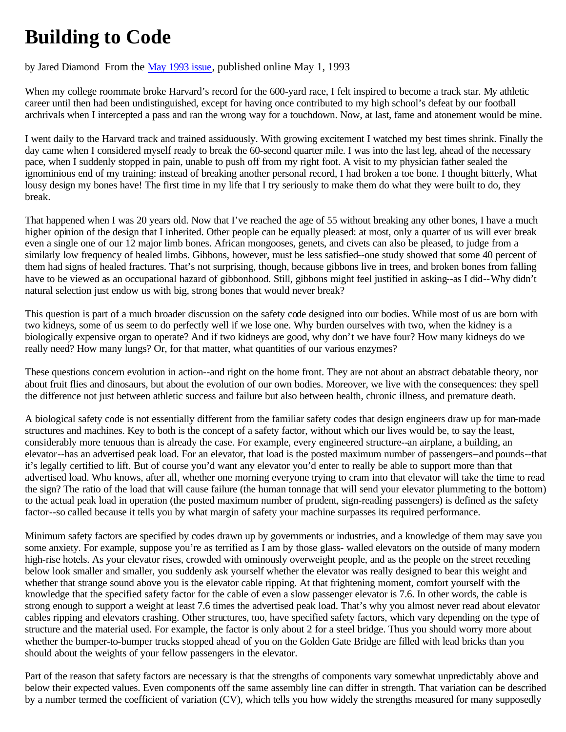# Building to Code

by Jared Diamond From the [May 1993 issue](), published online May 1, 1993

When my college roommate broke Harvard's record for the 600-yard race, I felt inspired to become a track star. My athletic career until then had been undistinguished, except for having once contributed to my high school's defeat by our football archrivals when I intercepted a pass and ran the wrong way for a touchdown. Now, at last, fame and atonement would be mine.

I went daily to the Harvard track and trained assiduously. With growing excitement I watched my best times shrink. Finally the day came when I considered myself ready to break the 60-second quarter mile. I was into the last leg, ahead of the necessary pace, when I suddenly stopped in pain, unable to push off from my right foot. A visit to my physician father sealed the ignominious end of my training: instead of breaking another personal record, I had broken a toe bone. I thought bitterly, What lousy design my bones have! The first time in my life that I try seriously to make them do what they were built to do, they break.

That happened when I was 20 years old. Now that I've reached the age of 55 without breaking any other bones, I have a much higher opinion of the design that I inherited. Other people can be equally pleased: at most, only a quarter of us will ever break even a single one of our 12 major limb bones. African mongooses, genets, and civets can also be pleased, to judge from a similarly low frequency of healed limbs. Gibbons, however, must be less satisfied--one study showed that some 40 percent of them had signs of healed fractures. That's not surprising, though, because gibbons live in trees, and broken bones from falling have to be viewed as an occupational hazard of gibbonhood. Still, gibbons might feel justified in asking--as I did--Why didn't natural selection just endow us with big, strong bones that would never break?

This question is part of a much broader discussion on the safety code designed into our bodies. While most of us are born with two kidneys, some of us seem to do perfectly well if we lose one. Why burden ourselves with two, when the kidney is a biologically expensive organ to operate? And if two kidneys are good, why don't we have four? How many kidneys do we really need? How many lungs? Or, for that matter, what quantities of our various enzymes?

These questions concern evolution in action--and right on the home front. They are not about an abstract debatable theory, nor about fruit flies and dinosaurs, but about the evolution of our own bodies. Moreover, we live with the consequences: they spell the difference not just between athletic success and failure but also between health, chronic illness, and premature death.

A biological safety code is not essentially different from the familiar safety codes that design engineers draw up for man-made structures and machines. Key to both is the concept of a safety factor, without which our lives would be, to say the least, considerably more tenuous than is already the case. For example, every engineered structure--an airplane, a building, an elevator--has an advertised peak load. For an elevator, that load is the posted maximum number of passengers--and pounds--that it's legally certified to lift. But of course you'd want any elevator you'd enter to really be able to support more than that advertised load. Who knows, after all, whether one morning everyone trying to cram into that elevator will take the time to read the sign? The ratio of the load that will cause failure (the human tonnage that will send your elevator plummeting to the bottom) to the actual peak load in operation (the posted maximum number of prudent, sign-reading passengers) is defined as the safety factor--so called because it tells you by what margin of safety your machine surpasses its required performance.

Minimum safety factors are specified by codes drawn up by governments or industries, and a knowledge of them may save you some anxiety. For example, suppose you're as terrified as I am by those glass- walled elevators on the outside of many modern high-rise hotels. As your elevator rises, crowded with ominously overweight people, and as the people on the street receding below look smaller and smaller, you suddenly ask yourself whether the elevator was really designed to bear this weight and whether that strange sound above you is the elevator cable ripping. At that frightening moment, comfort yourself with the knowledge that the specified safety factor for the cable of even a slow passenger elevator is 7.6. In other words, the cable is strong enough to support a weight at least 7.6 times the advertised peak load. That's why you almost never read about elevator cables ripping and elevators crashing. Other structures, too, have specified safety factors, which vary depending on the type of structure and the material used. For example, the factor is only about 2 for a steel bridge. Thus you should worry more about whether the bumper-to-bumper trucks stopped ahead of you on the Golden Gate Bridge are filled with lead bricks than you should about the weights of your fellow passengers in the elevator.

Part of the reason that safety factors are necessary is that the strengths of components vary somewhat unpredictably above and below their expected values. Even components off the same assembly line can differ in strength. That variation can be described by a number termed the coefficient of variation (CV), which tells you how widely the strengths measured for many supposedly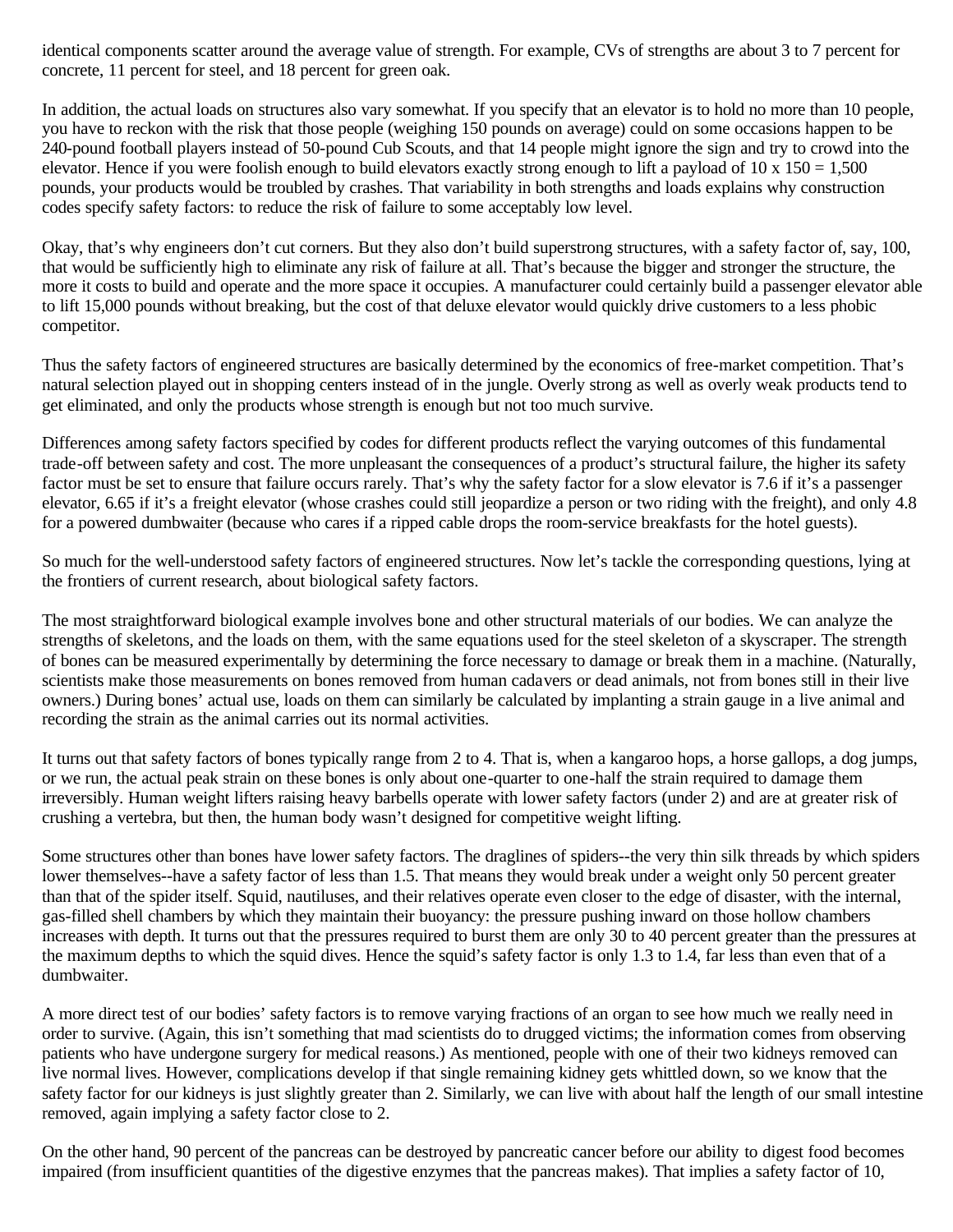identical components scatter around the average value of strength. For example, CVs of strengths are about 3 to 7 percent for concrete, 11 percent for steel, and 18 percent for green oak.

In addition, the actual loads on structures also vary somewhat. If you specify that an elevator is to hold no more than 10 people, you have to reckon with the risk that those people (weighing 150 pounds on average) could on some occasions happen to be 240-pound football players instead of 50-pound Cub Scouts, and that 14 people might ignore the sign and try to crowd into the elevator. Hence if you were foolish enough to build elevators exactly strong enough to lift a payload of 10 x 150 = 1,500 pounds, your products would be troubled by crashes. That variability in both strengths and loads explains why construction codes specify safety factors: to reduce the risk of failure to some acceptably low level.

Okay, that's why engineers don't cut corners. But they also don't build superstrong structures, with a safety factor of, say, 100, that would be sufficiently high to eliminate any risk of failure at all. That's because the bigger and stronger the structure, the more it costs to build and operate and the more space it occupies. A manufacturer could certainly build a passenger elevator able to lift 15,000 pounds without breaking, but the cost of that deluxe elevator would quickly drive customers to a less phobic competitor.

Thus the safety factors of engineered structures are basically determined by the economics of free-market competition. That's natural selection played out in shopping centers instead of in the jungle. Overly strong as well as overly weak products tend to get eliminated, and only the products whose strength is enough but not too much survive.

Differences among safety factors specified by codes for different products reflect the varying outcomes of this fundamental trade-off between safety and cost. The more unpleasant the consequences of a product's structural failure, the higher its safety factor must be set to ensure that failure occurs rarely. That's why the safety factor for a slow elevator is 7.6 if it's a passenger elevator, 6.65 if it's a freight elevator (whose crashes could still jeopardize a person or two riding with the freight), and only 4.8 for a powered dumbwaiter (because who cares if a ripped cable drops the room-service breakfasts for the hotel guests).

So much for the well-understood safety factors of engineered structures. Now let's tackle the corresponding questions, lying at the frontiers of current research, about biological safety factors.

The most straightforward biological example involves bone and other structural materials of our bodies. We can analyze the strengths of skeletons, and the loads on them, with the same equations used for the steel skeleton of a skyscraper. The strength of bones can be measured experimentally by determining the force necessary to damage or break them in a machine. (Naturally, scientists make those measurements on bones removed from human cadavers or dead animals, not from bones still in their live owners.) During bones' actual use, loads on them can similarly be calculated by implanting a strain gauge in a live animal and recording the strain as the animal carries out its normal activities.

It turns out that safety factors of bones typically range from 2 to 4. That is, when a kangaroo hops, a horse gallops, a dog jumps, or we run, the actual peak strain on these bones is only about one-quarter to one-half the strain required to damage them irreversibly. Human weight lifters raising heavy barbells operate with lower safety factors (under 2) and are at greater risk of crushing a vertebra, but then, the human body wasn't designed for competitive weight lifting.

Some structures other than bones have lower safety factors. The draglines of spiders--the very thin silk threads by which spiders lower themselves--have a safety factor of less than 1.5. That means they would break under a weight only 50 percent greater than that of the spider itself. Squid, nautiluses, and their relatives operate even closer to the edge of disaster, with the internal, gas-filled shell chambers by which they maintain their buoyancy: the pressure pushing inward on those hollow chambers increases with depth. It turns out that the pressures required to burst them are only 30 to 40 percent greater than the pressures at the maximum depths to which the squid dives. Hence the squid's safety factor is only 1.3 to 1.4, far less than even that of a dumbwaiter.

A more direct test of our bodies' safety factors is to remove varying fractions of an organ to see how much we really need in order to survive. (Again, this isn't something that mad scientists do to drugged victims; the information comes from observing patients who have undergone surgery for medical reasons.) As mentioned, people with one of their two kidneys removed can live normal lives. However, complications develop if that single remaining kidney gets whittled down, so we know that the safety factor for our kidneys is just slightly greater than 2. Similarly, we can live with about half the length of our small intestine removed, again implying a safety factor close to 2.

On the other hand, 90 percent of the pancreas can be destroyed by pancreatic cancer before our ability to digest food becomes impaired (from insufficient quantities of the digestive enzymes that the pancreas makes). That implies a safety factor of 10,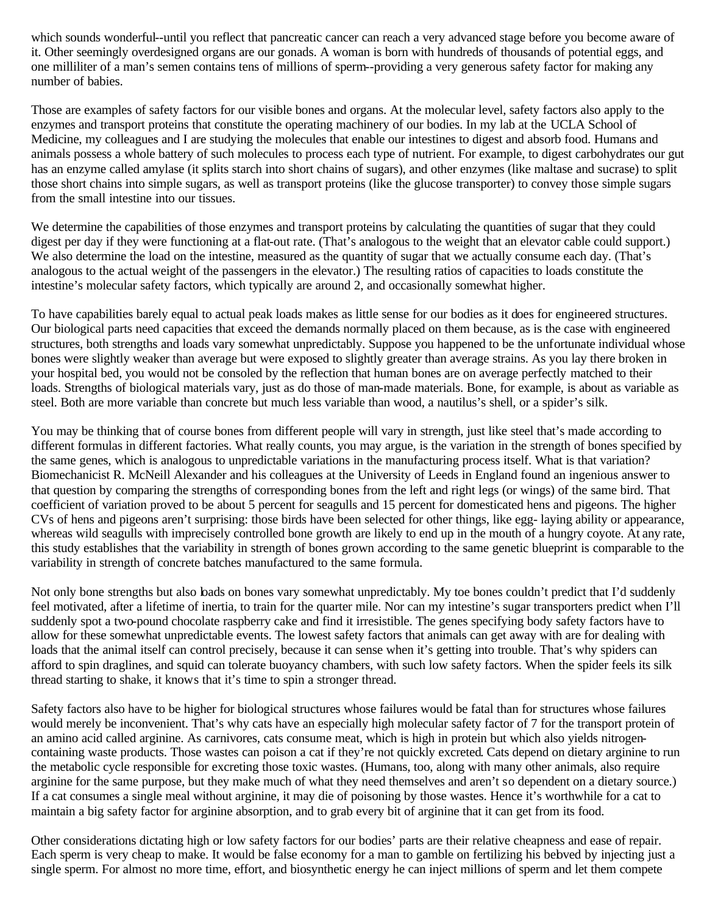which sounds wonderful--until you reflect that pancreatic cancer can reach a very advanced stage before you become aware of it. Other seemingly overdesigned organs are our gonads. A woman is born with hundreds of thousands of potential eggs, and one milliliter of a man's semen contains tens of millions of sperm--providing a very generous safety factor for making any number of babies.

Those are examples of safety factors for our visible bones and organs. At the molecular level, safety factors also apply to the enzymes and transport proteins that constitute the operating machinery of our bodies. In my lab at the UCLA School of Medicine, my colleagues and I are studying the molecules that enable our intestines to digest and absorb food. Humans and animals possess a whole battery of such molecules to process each type of nutrient. For example, to digest carbohydrates our gut has an enzyme called amylase (it splits starch into short chains of sugars), and other enzymes (like maltase and sucrase) to split those short chains into simple sugars, as well as transport proteins (like the glucose transporter) to convey those simple sugars from the small intestine into our tissues.

We determine the capabilities of those enzymes and transport proteins by calculating the quantities of sugar that they could digest per day if they were functioning at a flat-out rate. (That's analogous to the weight that an elevator cable could support.) We also determine the load on the intestine, measured as the quantity of sugar that we actually consume each day. (That's analogous to the actual weight of the passengers in the elevator.) The resulting ratios of capacities to loads constitute the intestine's molecular safety factors, which typically are around 2, and occasionally somewhat higher.

To have capabilities barely equal to actual peak loads makes as little sense for our bodies as it does for engineered structures. Our biological parts need capacities that exceed the demands normally placed on them because, as is the case with engineered structures, both strengths and loads vary somewhat unpredictably. Suppose you happened to be the unfortunate individual whose bones were slightly weaker than average but were exposed to slightly greater than average strains. As you lay there broken in your hospital bed, you would not be consoled by the reflection that human bones are on average perfectly matched to their loads. Strengths of biological materials vary, just as do those of man-made materials. Bone, for example, is about as variable as steel. Both are more variable than concrete but much less variable than wood, a nautilus's shell, or a spider's silk.

You may be thinking that of course bones from different people will vary in strength, just like steel that's made according to different formulas in different factories. What really counts, you may argue, is the variation in the strength of bones specified by the same genes, which is analogous to unpredictable variations in the manufacturing process itself. What is that variation? Biomechanicist R. McNeill Alexander and his colleagues at the University of Leeds in England found an ingenious answer to that question by comparing the strengths of corresponding bones from the left and right legs (or wings) of the same bird. That coefficient of variation proved to be about 5 percent for seagulls and 15 percent for domesticated hens and pigeons. The higher CVs of hens and pigeons aren't surprising: those birds have been selected for other things, like egg- laying ability or appearance, whereas wild seagulls with imprecisely controlled bone growth are likely to end up in the mouth of a hungry coyote. At any rate, this study establishes that the variability in strength of bones grown according to the same genetic blueprint is comparable to the variability in strength of concrete batches manufactured to the same formula.

Not only bone strengths but also loads on bones vary somewhat unpredictably. My toe bones couldn't predict that I'd suddenly feel motivated, after a lifetime of inertia, to train for the quarter mile. Nor can my intestine's sugar transporters predict when I'll suddenly spot a two-pound chocolate raspberry cake and find it irresistible. The genes specifying body safety factors have to allow for these somewhat unpredictable events. The lowest safety factors that animals can get away with are for dealing with loads that the animal itself can control precisely, because it can sense when it's getting into trouble. That's why spiders can afford to spin draglines, and squid can tolerate buoyancy chambers, with such low safety factors. When the spider feels its silk thread starting to shake, it knows that it's time to spin a stronger thread.

Safety factors also have to be higher for biological structures whose failures would be fatal than for structures whose failures would merely be inconvenient. That's why cats have an especially high molecular safety factor of 7 for the transport protein of an amino acid called arginine. As carnivores, cats consume meat, which is high in protein but which also yields nitrogen-containing waste products. Those wastes can poison a cat if they're not quickly excreted. Cats depend on dietary arginine to run the metabolic cycle responsible for excreting those toxic wastes. (Humans, too, along with many other animals, also require arginine for the same purpose, but they make much of what they need themselves and aren't so dependent on a dietary source.) If a cat consumes a single meal without arginine, it may die of poisoning by those wastes. Hence it's worthwhile for a cat to maintain a big safety factor for arginine absorption, and to grab every bit of arginine that it can get from its food.

Other considerations dictating high or low safety factors for our bodies' parts are their relative cheapness and ease of repair. Each sperm is very cheap to make. It would be false economy for a man to gamble on fertilizing his beloved by injecting just a single sperm. For almost no more time, effort, and biosynthetic energy he can inject millions of sperm and let them compete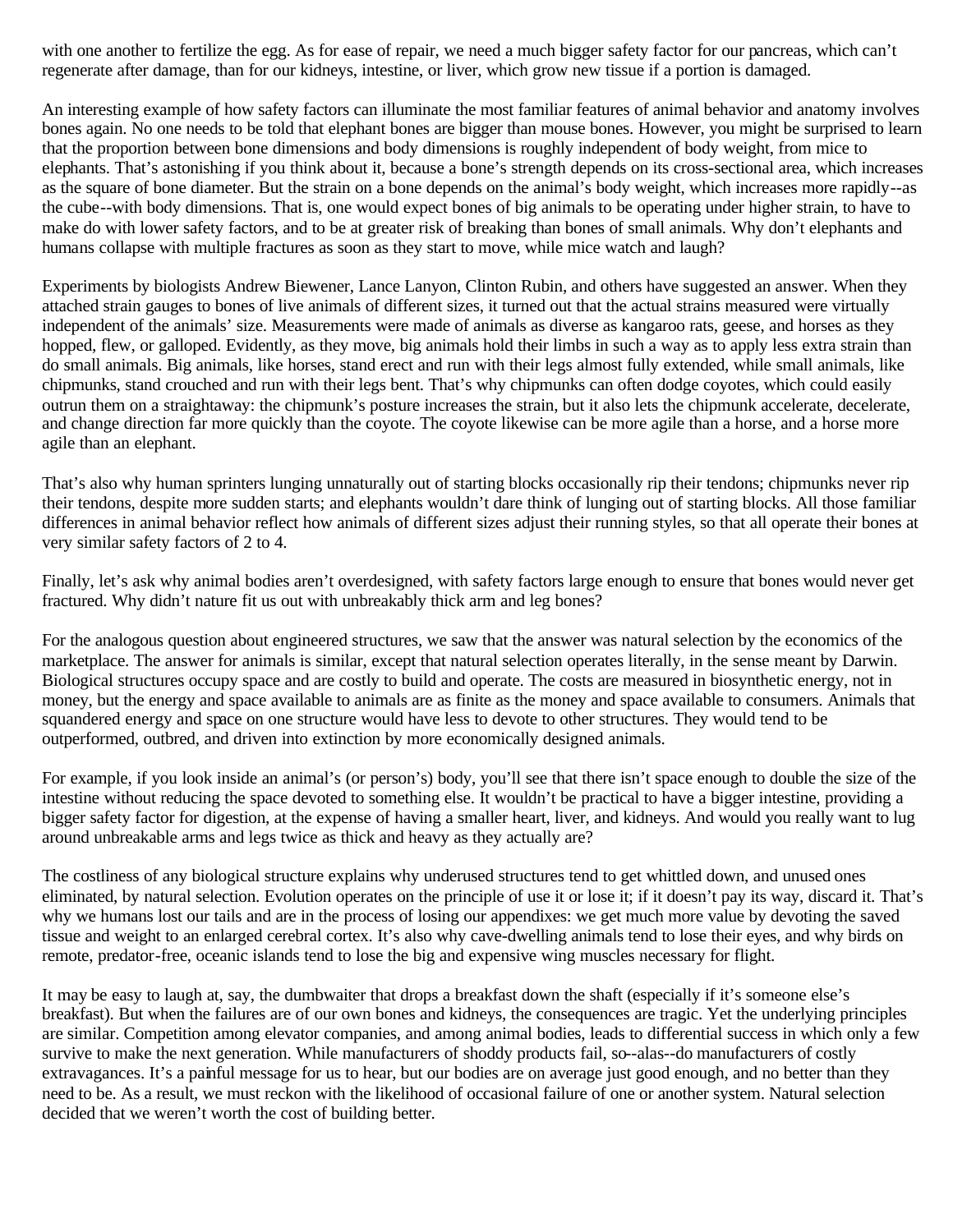with one another to fertilize the egg. As for ease of repair, we need a much bigger safety factor for our pancreas, which can't regenerate after damage, than for our kidneys, intestine, or liver, which grow new tissue if a portion is damaged.

An interesting example of how safety factors can illuminate the most familiar features of animal behavior and anatomy involves bones again. No one needs to be told that elephant bones are bigger than mouse bones. However, you might be surprised to learn that the proportion between bone dimensions and body dimensions is roughly independent of body weight, from mice to elephants. That's astonishing if you think about it, because a bone's strength depends on its cross-sectional area, which increases as the square of bone diameter. But the strain on a bone depends on the animal's body weight, which increases more rapidly--as the cube--with body dimensions. That is, one would expect bones of big animals to be operating under higher strain, to have to make do with lower safety factors, and to be at greater risk of breaking than bones of small animals. Why don't elephants and humans collapse with multiple fractures as soon as they start to move, while mice watch and laugh?

Experiments by biologists Andrew Biewener, Lance Lanyon, Clinton Rubin, and others have suggested an answer. When they attached strain gauges to bones of live animals of different sizes, it turned out that the actual strains measured were virtually independent of the animals' size. Measurements were made of animals as diverse as kangaroo rats, geese, and horses as they hopped, flew, or galloped. Evidently, as they move, big animals hold their limbs in such a way as to apply less extra strain than do small animals. Big animals, like horses, stand erect and run with their legs almost fully extended, while small animals, like chipmunks, stand crouched and run with their legs bent. That's why chipmunks can often dodge coyotes, which could easily outrun them on a straightaway: the chipmunk's posture increases the strain, but it also lets the chipmunk accelerate, decelerate, and change direction far more quickly than the coyote. The coyote likewise can be more agile than a horse, and a horse more agile than an elephant.

That's also why human sprinters lunging unnaturally out of starting blocks occasionally rip their tendons; chipmunks never rip their tendons, despite more sudden starts; and elephants wouldn't dare think of lunging out of starting blocks. All those familiar differences in animal behavior reflect how animals of different sizes adjust their running styles, so that all operate their bones at very similar safety factors of 2 to 4.

Finally, let's ask why animal bodies aren't overdesigned, with safety factors large enough to ensure that bones would never get fractured. Why didn't nature fit us out with unbreakably thick arm and leg bones?

For the analogous question about engineered structures, we saw that the answer was natural selection by the economics of the marketplace. The answer for animals is similar, except that natural selection operates literally, in the sense meant by Darwin. Biological structures occupy space and are costly to build and operate. The costs are measured in biosynthetic energy, not in money, but the energy and space available to animals are as finite as the money and space available to consumers. Animals that squandered energy and space on one structure would have less to devote to other structures. They would tend to be outperformed, outbred, and driven into extinction by more economically designed animals.

For example, if you look inside an animal's (or person's) body, you'll see that there isn't space enough to double the size of the intestine without reducing the space devoted to something else. It wouldn't be practical to have a bigger intestine, providing a bigger safety factor for digestion, at the expense of having a smaller heart, liver, and kidneys. And would you really want to lug around unbreakable arms and legs twice as thick and heavy as they actually are?

The costliness of any biological structure explains why underused structures tend to get whittled down, and unused ones eliminated, by natural selection. Evolution operates on the principle of use it or lose it; if it doesn't pay its way, discard it. That's why we humans lost our tails and are in the process of losing our appendixes: we get much more value by devoting the saved tissue and weight to an enlarged cerebral cortex. It's also why cave-dwelling animals tend to lose their eyes, and why birds on remote, predator-free, oceanic islands tend to lose the big and expensive wing muscles necessary for flight.

It may be easy to laugh at, say, the dumbwaiter that drops a breakfast down the shaft (especially if it's someone else's breakfast). But when the failures are of our own bones and kidneys, the consequences are tragic. Yet the underlying principles are similar. Competition among elevator companies, and among animal bodies, leads to differential success in which only a few survive to make the next generation. While manufacturers of shoddy products fail, so--alas--do manufacturers of costly extravagances. It's a painful message for us to hear, but our bodies are on average just good enough, and no better than they need to be. As a result, we must reckon with the likelihood of occasional failure of one or another system. Natural selection decided that we weren't worth the cost of building better.